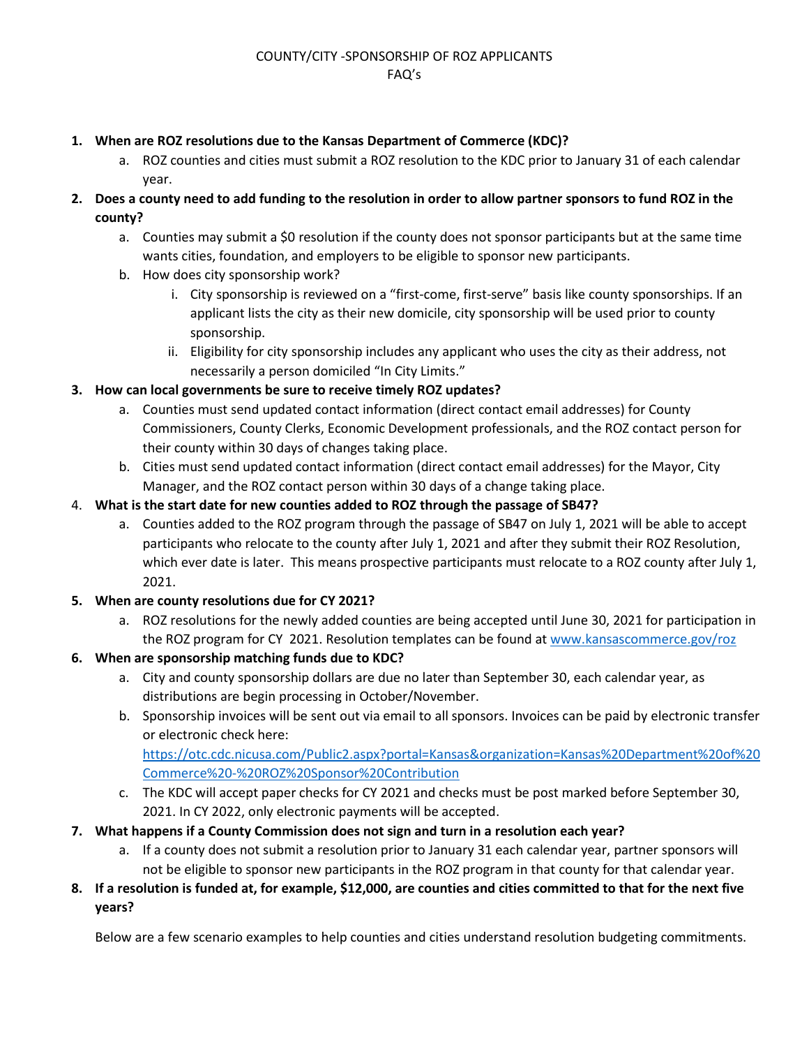# COUNTY/CITY -SPONSORSHIP OF ROZ APPLICANTS
## FAQ's

1. **When are ROZ resolutions due to the Kansas Department of Commerce (KDC)?**
    a. ROZ counties and cities must submit a ROZ resolution to the KDC prior to January 31 of each calendar year.
2. **Does a county need to add funding to the resolution in order to allow partner sponsors to fund ROZ in the county?**
    a. Counties may submit a $0 resolution if the county does not sponsor participants but at the same time wants cities, foundation, and employers to be eligible to sponsor new participants.
    b. How does city sponsorship work?
        i. City sponsorship is reviewed on a "first-come, first-serve" basis like county sponsorships. If an applicant lists the city as their new domicile, city sponsorship will be used prior to county sponsorship.
        ii. Eligibility for city sponsorship includes any applicant who uses the city as their address, not necessarily a person domiciled "In City Limits."
3. **How can local governments be sure to receive timely ROZ updates?**
    a. Counties must send updated contact information (direct contact email addresses) for County Commissioners, County Clerks, Economic Development professionals, and the ROZ contact person for their county within 30 days of changes taking place.
    b. Cities must send updated contact information (direct contact email addresses) for the Mayor, City Manager, and the ROZ contact person within 30 days of a change taking place.
4. **What is the start date for new counties added to ROZ through the passage of SB47?**
    a. Counties added to the ROZ program through the passage of SB47 on July 1, 2021 will be able to accept participants who relocate to the county after July 1, 2021 and after they submit their ROZ Resolution, which ever date is later. This means prospective participants must relocate to a ROZ county after July 1, 2021.
5. **When are county resolutions due for CY 2021?**
    a. ROZ resolutions for the newly added counties are being accepted until June 30, 2021 for participation in the ROZ program for CY 2021. Resolution templates can be found at [www.kansascommerce.gov/roz](http://www.kansascommerce.gov/roz)
6. **When are sponsorship matching funds due to KDC?**
    a. City and county sponsorship dollars are due no later than September 30, each calendar year, as distributions are begin processing in October/November.
    b. Sponsorship invoices will be sent out via email to all sponsors. Invoices can be paid by electronic transfer or electronic check here: [https://otc.cdc.nicusa.com/Public2.aspx?portal=Kansas&organization=Kansas%20Department%20of%20Commerce%20-%20ROZ%20Sponsor%20Contribution](https://otc.cdc.nicusa.com/Public2.aspx?portal=Kansas&organization=Kansas%20Department%20of%20Commerce%20-%20ROZ%20Sponsor%20Contribution)
    c. The KDC will accept paper checks for CY 2021 and checks must be post marked before September 30, 2021. In CY 2022, only electronic payments will be accepted.
7. **What happens if a County Commission does not sign and turn in a resolution each year?**
    a. If a county does not submit a resolution prior to January 31 each calendar year, partner sponsors will not be eligible to sponsor new participants in the ROZ program in that county for that calendar year.
8. **If a resolution is funded at, for example, $12,000, are counties and cities committed to that for the next five years?**

Below are a few scenario examples to help counties and cities understand resolution budgeting commitments.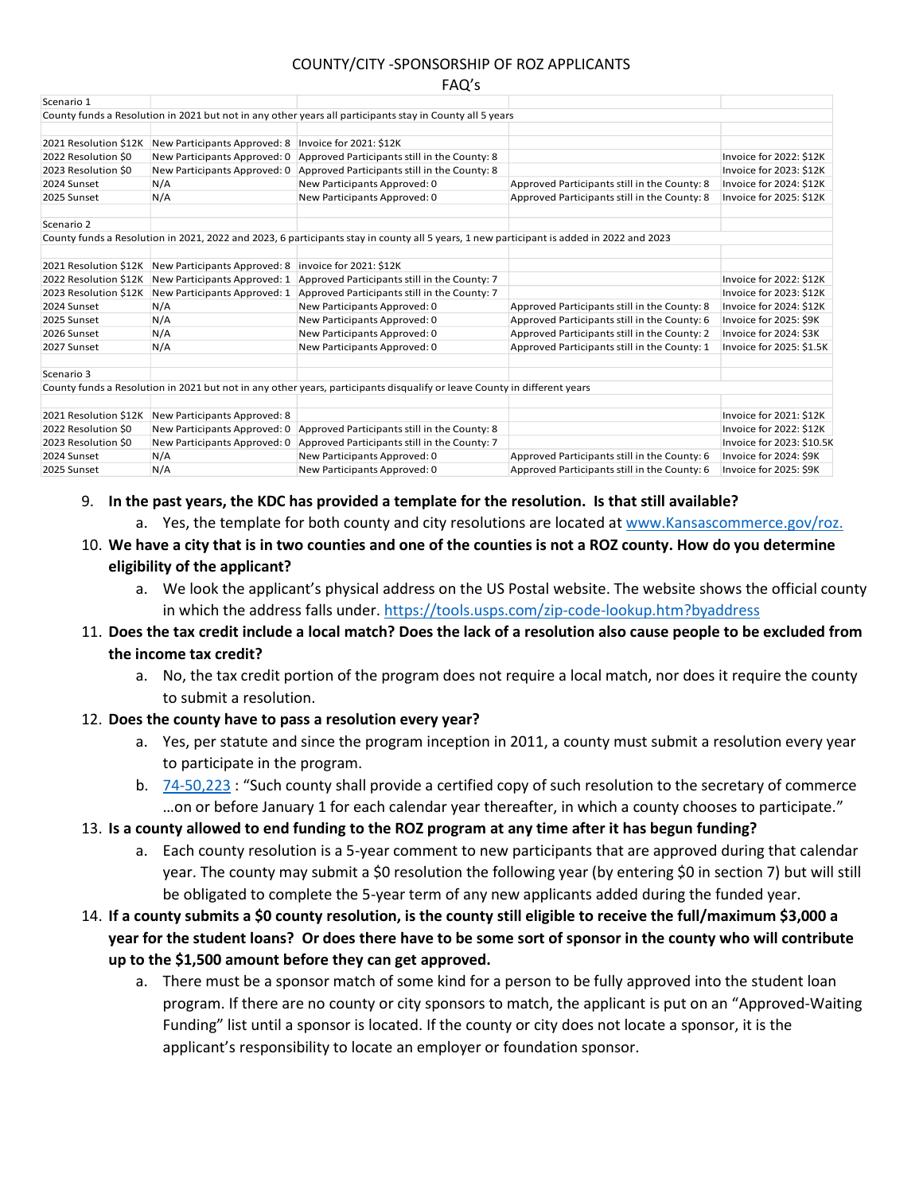# COUNTY/CITY -SPONSORSHIP OF ROZ APPLICANTS

## FAQ's

| Scenario 1 | | | | |
|---|---|---|---|---|
| County funds a Resolution in 2021 but not in any other years all participants stay in County all 5 years | | | | |
| | | | | |
| 2021 Resolution $12K | New Participants Approved: 8 | Invoice for 2021: $12K | | |
| 2022 Resolution $0 | New Participants Approved: 0 | Approved Participants still in the County: 8 | | Invoice for 2022: $12K |
| 2023 Resolution $0 | New Participants Approved: 0 | Approved Participants still in the County: 8 | | Invoice for 2023: $12K |
| 2024 Sunset | N/A | New Participants Approved: 0 | Approved Participants still in the County: 8 | Invoice for 2024: $12K |
| 2025 Sunset | N/A | New Participants Approved: 0 | Approved Participants still in the County: 8 | Invoice for 2025: $12K |
| | | | | |
| Scenario 2 | | | | |
| County funds a Resolution in 2021, 2022 and 2023, 6 participants stay in county all 5 years, 1 new participant is added in 2022 and 2023 | | | | |
| | | | | |
| 2021 Resolution $12K | New Participants Approved: 8 | invoice for 2021: $12K | | |
| 2022 Resolution $12K | New Participants Approved: 1 | Approved Participants still in the County: 7 | | Invoice for 2022: $12K |
| 2023 Resolution $12K | New Participants Approved: 1 | Approved Participants still in the County: 7 | | Invoice for 2023: $12K |
| 2024 Sunset | N/A | New Participants Approved: 0 | Approved Participants still in the County: 8 | Invoice for 2024: $12K |
| 2025 Sunset | N/A | New Participants Approved: 0 | Approved Participants still in the County: 6 | Invoice for 2025: $9K |
| 2026 Sunset | N/A | New Participants Approved: 0 | Approved Participants still in the County: 2 | Invoice for 2024: $3K |
| 2027 Sunset | N/A | New Participants Approved: 0 | Approved Participants still in the County: 1 | Invoice for 2025: $1.5K |
| | | | | |
| Scenario 3 | | | | |
| County funds a Resolution in 2021 but not in any other years, participants disqualify or leave County in different years | | | | |
| | | | | |
| 2021 Resolution $12K | New Participants Approved: 8 | | | Invoice for 2021: $12K |
| 2022 Resolution $0 | New Participants Approved: 0 | Approved Participants still in the County: 8 | | Invoice for 2022: $12K |
| 2023 Resolution $0 | New Participants Approved: 0 | Approved Participants still in the County: 7 | | Invoice for 2023: $10.5K |
| 2024 Sunset | N/A | New Participants Approved: 0 | Approved Participants still in the County: 6 | Invoice for 2024: $9K |
| 2025 Sunset | N/A | New Participants Approved: 0 | Approved Participants still in the County: 6 | Invoice for 2025: $9K |

9. **In the past years, the KDC has provided a template for the resolution. Is that still available?**
   a. Yes, the template for both county and city resolutions are located at www.Kansascommerce.gov/roz.

10. **We have a city that is in two counties and one of the counties is not a ROZ county. How do you determine eligibility of the applicant?**
    a. We look the applicant's physical address on the US Postal website. The website shows the official county in which the address falls under. https://tools.usps.com/zip-code-lookup.htm?byaddress

11. **Does the tax credit include a local match? Does the lack of a resolution also cause people to be excluded from the income tax credit?**
    a. No, the tax credit portion of the program does not require a local match, nor does it require the county to submit a resolution.

12. **Does the county have to pass a resolution every year?**
    a. Yes, per statute and since the program inception in 2011, a county must submit a resolution every year to participate in the program.
    b. 74-50,223 : "Such county shall provide a certified copy of such resolution to the secretary of commerce …on or before January 1 for each calendar year thereafter, in which a county chooses to participate."

13. **Is a county allowed to end funding to the ROZ program at any time after it has begun funding?**
    a. Each county resolution is a 5-year comment to new participants that are approved during that calendar year. The county may submit a $0 resolution the following year (by entering $0 in section 7) but will still be obligated to complete the 5-year term of any new applicants added during the funded year.

14. **If a county submits a $0 county resolution, is the county still eligible to receive the full/maximum $3,000 a year for the student loans? Or does there have to be some sort of sponsor in the county who will contribute up to the $1,500 amount before they can get approved.**
    a. There must be a sponsor match of some kind for a person to be fully approved into the student loan program. If there are no county or city sponsors to match, the applicant is put on an "Approved-Waiting Funding" list until a sponsor is located. If the county or city does not locate a sponsor, it is the applicant's responsibility to locate an employer or foundation sponsor.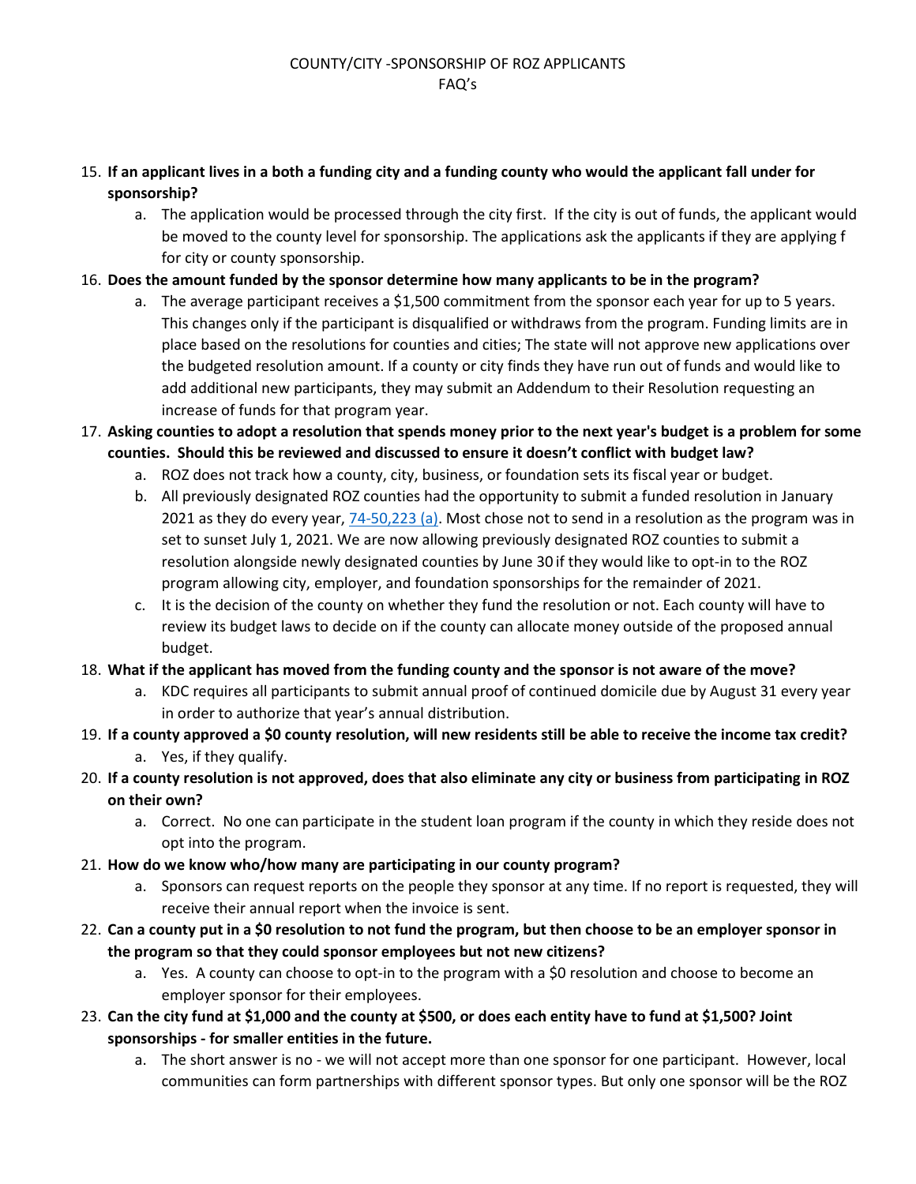15. **If an applicant lives in a both a funding city and a funding county who would the applicant fall under for sponsorship?**
    a. The application would be processed through the city first. If the city is out of funds, the applicant would be moved to the county level for sponsorship. The applications ask the applicants if they are applying f for city or county sponsorship.
16. **Does the amount funded by the sponsor determine how many applicants to be in the program?**
    a. The average participant receives a $1,500 commitment from the sponsor each year for up to 5 years. This changes only if the participant is disqualified or withdraws from the program. Funding limits are in place based on the resolutions for counties and cities; The state will not approve new applications over the budgeted resolution amount. If a county or city finds they have run out of funds and would like to add additional new participants, they may submit an Addendum to their Resolution requesting an increase of funds for that program year.
17. **Asking counties to adopt a resolution that spends money prior to the next year's budget is a problem for some counties. Should this be reviewed and discussed to ensure it doesn't conflict with budget law?**
    a. ROZ does not track how a county, city, business, or foundation sets its fiscal year or budget.
    b. All previously designated ROZ counties had the opportunity to submit a funded resolution in January 2021 as they do every year, [74-50,223 (a)](). Most chose not to send in a resolution as the program was in set to sunset July 1, 2021. We are now allowing previously designated ROZ counties to submit a resolution alongside newly designated counties by June 30 if they would like to opt-in to the ROZ program allowing city, employer, and foundation sponsorships for the remainder of 2021.
    c. It is the decision of the county on whether they fund the resolution or not. Each county will have to review its budget laws to decide on if the county can allocate money outside of the proposed annual budget.
18. **What if the applicant has moved from the funding county and the sponsor is not aware of the move?**
    a. KDC requires all participants to submit annual proof of continued domicile due by August 31 every year in order to authorize that year's annual distribution.
19. **If a county approved a $0 county resolution, will new residents still be able to receive the income tax credit?**
    a. Yes, if they qualify.
20. **If a county resolution is not approved, does that also eliminate any city or business from participating in ROZ on their own?**
    a. Correct. No one can participate in the student loan program if the county in which they reside does not opt into the program.
21. **How do we know who/how many are participating in our county program?**
    a. Sponsors can request reports on the people they sponsor at any time. If no report is requested, they will receive their annual report when the invoice is sent.
22. **Can a county put in a $0 resolution to not fund the program, but then choose to be an employer sponsor in the program so that they could sponsor employees but not new citizens?**
    a. Yes. A county can choose to opt-in to the program with a $0 resolution and choose to become an employer sponsor for their employees.
23. **Can the city fund at $1,000 and the county at $500, or does each entity have to fund at $1,500? Joint sponsorships - for smaller entities in the future.**
    a. The short answer is no - we will not accept more than one sponsor for one participant. However, local communities can form partnerships with different sponsor types. But only one sponsor will be the ROZ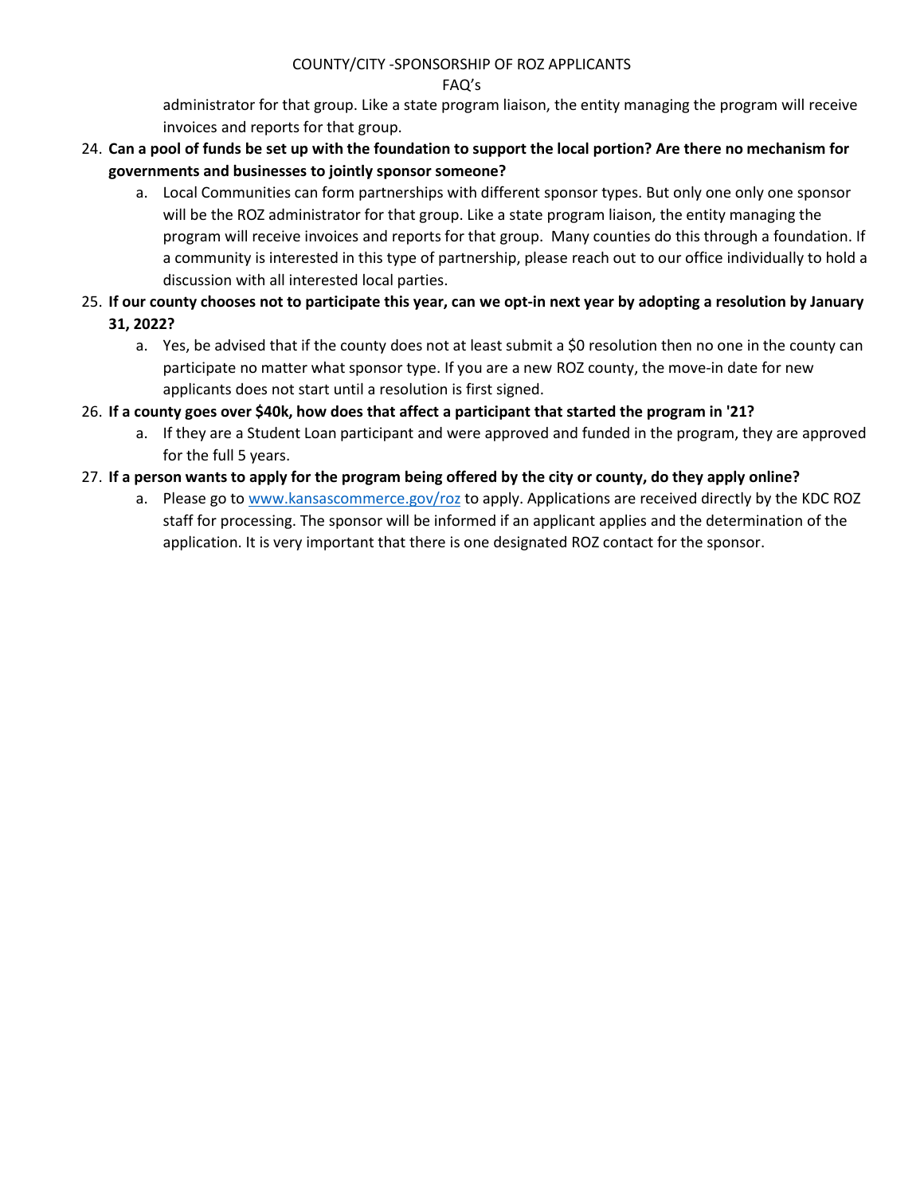administrator for that group. Like a state program liaison, the entity managing the program will receive invoices and reports for that group.

24. **Can a pool of funds be set up with the foundation to support the local portion? Are there no mechanism for governments and businesses to jointly sponsor someone?**
    a. Local Communities can form partnerships with different sponsor types. But only one only one sponsor will be the ROZ administrator for that group. Like a state program liaison, the entity managing the program will receive invoices and reports for that group. Many counties do this through a foundation. If a community is interested in this type of partnership, please reach out to our office individually to hold a discussion with all interested local parties.
25. **If our county chooses not to participate this year, can we opt-in next year by adopting a resolution by January 31, 2022?**
    a. Yes, be advised that if the county does not at least submit a $0 resolution then no one in the county can participate no matter what sponsor type. If you are a new ROZ county, the move-in date for new applicants does not start until a resolution is first signed.
26. **If a county goes over $40k, how does that affect a participant that started the program in '21?**
    a. If they are a Student Loan participant and were approved and funded in the program, they are approved for the full 5 years.
27. **If a person wants to apply for the program being offered by the city or county, do they apply online?**
    a. Please go to [www.kansascommerce.gov/roz](www.kansascommerce.gov/roz) to apply. Applications are received directly by the KDC ROZ staff for processing. The sponsor will be informed if an applicant applies and the determination of the application. It is very important that there is one designated ROZ contact for the sponsor.